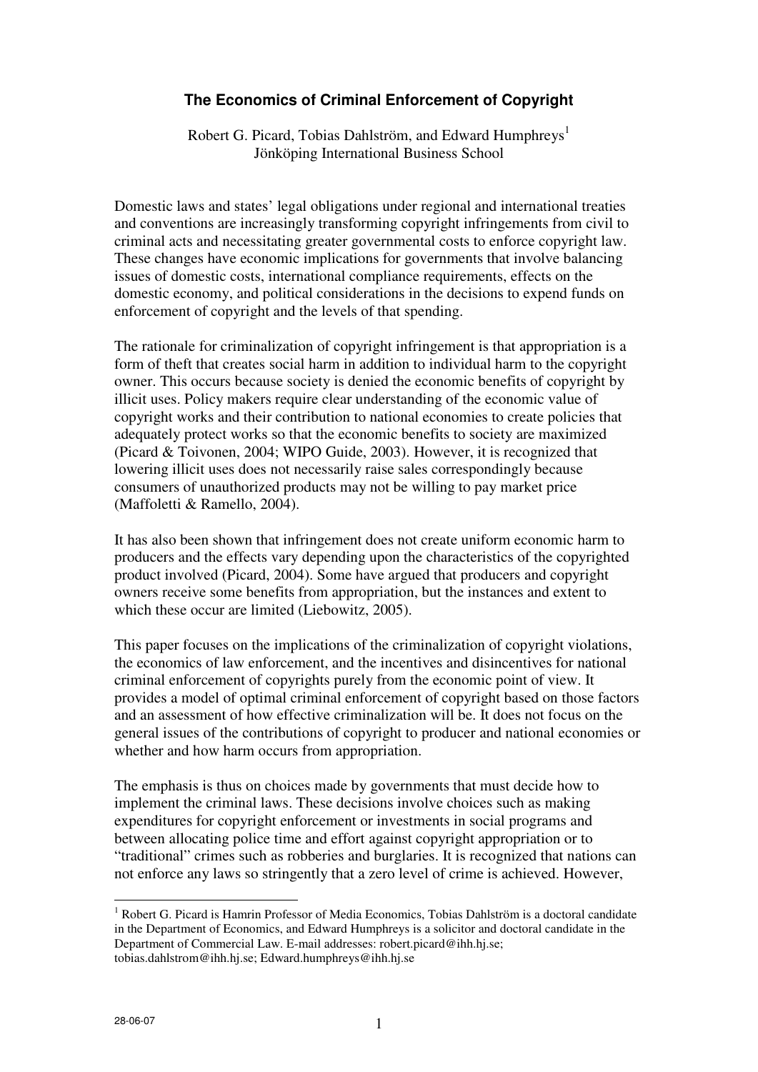# The Economics of Criminal Enforcement of Copyright

Robert G. Picard, Tobias Dahlström, and Edward Humphreys[1]
Jönköping International Business School

Domestic laws and states' legal obligations under regional and international treaties and conventions are increasingly transforming copyright infringements from civil to criminal acts and necessitating greater governmental costs to enforce copyright law. These changes have economic implications for governments that involve balancing issues of domestic costs, international compliance requirements, effects on the domestic economy, and political considerations in the decisions to expend funds on enforcement of copyright and the levels of that spending.

The rationale for criminalization of copyright infringement is that appropriation is a form of theft that creates social harm in addition to individual harm to the copyright owner. This occurs because society is denied the economic benefits of copyright by illicit uses. Policy makers require clear understanding of the economic value of copyright works and their contribution to national economies to create policies that adequately protect works so that the economic benefits to society are maximized (Picard & Toivonen, 2004; WIPO Guide, 2003). However, it is recognized that lowering illicit uses does not necessarily raise sales correspondingly because consumers of unauthorized products may not be willing to pay market price (Maffoletti & Ramello, 2004).

It has also been shown that infringement does not create uniform economic harm to producers and the effects vary depending upon the characteristics of the copyrighted product involved (Picard, 2004). Some have argued that producers and copyright owners receive some benefits from appropriation, but the instances and extent to which these occur are limited (Liebowitz, 2005).

This paper focuses on the implications of the criminalization of copyright violations, the economics of law enforcement, and the incentives and disincentives for national criminal enforcement of copyrights purely from the economic point of view. It provides a model of optimal criminal enforcement of copyright based on those factors and an assessment of how effective criminalization will be. It does not focus on the general issues of the contributions of copyright to producer and national economies or whether and how harm occurs from appropriation.

The emphasis is thus on choices made by governments that must decide how to implement the criminal laws. These decisions involve choices such as making expenditures for copyright enforcement or investments in social programs and between allocating police time and effort against copyright appropriation or to "traditional" crimes such as robberies and burglaries. It is recognized that nations can not enforce any laws so stringently that a zero level of crime is achieved. However,

---

[1] Robert G. Picard is Hamrin Professor of Media Economics, Tobias Dahlström is a doctoral candidate in the Department of Economics, and Edward Humphreys is a solicitor and doctoral candidate in the Department of Commercial Law. E-mail addresses: robert.picard@ihh.hj.se; tobias.dahlstrom@ihh.hj.se; Edward.humphreys@ihh.hj.se

28-06-07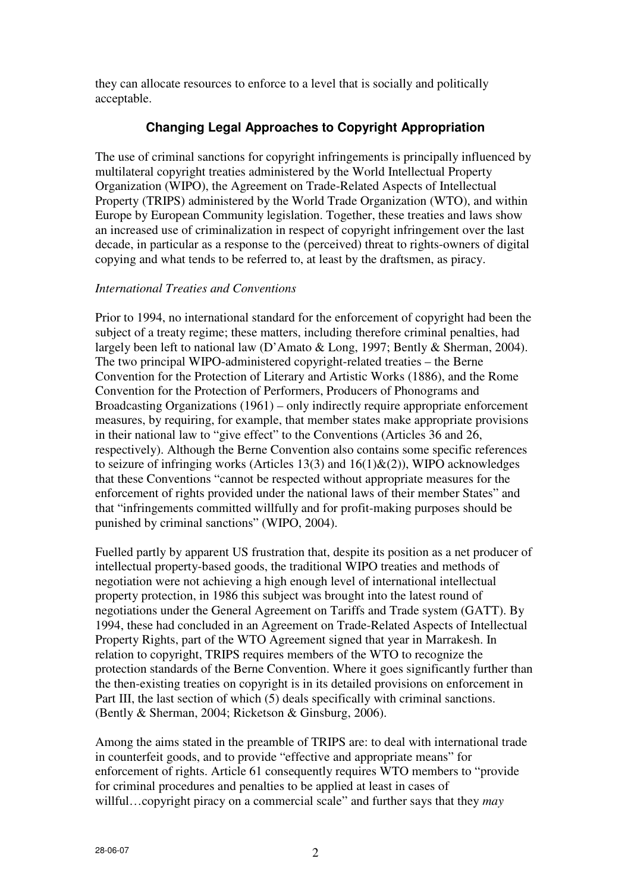they can allocate resources to enforce to a level that is socially and politically acceptable.

## Changing Legal Approaches to Copyright Appropriation

The use of criminal sanctions for copyright infringements is principally influenced by multilateral copyright treaties administered by the World Intellectual Property Organization (WIPO), the Agreement on Trade-Related Aspects of Intellectual Property (TRIPS) administered by the World Trade Organization (WTO), and within Europe by European Community legislation. Together, these treaties and laws show an increased use of criminalization in respect of copyright infringement over the last decade, in particular as a response to the (perceived) threat to rights-owners of digital copying and what tends to be referred to, at least by the draftsmen, as piracy.

### *International Treaties and Conventions*

Prior to 1994, no international standard for the enforcement of copyright had been the subject of a treaty regime; these matters, including therefore criminal penalties, had largely been left to national law (D'Amato & Long, 1997; Bently & Sherman, 2004). The two principal WIPO-administered copyright-related treaties – the Berne Convention for the Protection of Literary and Artistic Works (1886), and the Rome Convention for the Protection of Performers, Producers of Phonograms and Broadcasting Organizations (1961) – only indirectly require appropriate enforcement measures, by requiring, for example, that member states make appropriate provisions in their national law to "give effect" to the Conventions (Articles 36 and 26, respectively). Although the Berne Convention also contains some specific references to seizure of infringing works (Articles 13(3) and 16(1)&(2)), WIPO acknowledges that these Conventions "cannot be respected without appropriate measures for the enforcement of rights provided under the national laws of their member States" and that "infringements committed willfully and for profit-making purposes should be punished by criminal sanctions" (WIPO, 2004).

Fuelled partly by apparent US frustration that, despite its position as a net producer of intellectual property-based goods, the traditional WIPO treaties and methods of negotiation were not achieving a high enough level of international intellectual property protection, in 1986 this subject was brought into the latest round of negotiations under the General Agreement on Tariffs and Trade system (GATT). By 1994, these had concluded in an Agreement on Trade-Related Aspects of Intellectual Property Rights, part of the WTO Agreement signed that year in Marrakesh. In relation to copyright, TRIPS requires members of the WTO to recognize the protection standards of the Berne Convention. Where it goes significantly further than the then-existing treaties on copyright is in its detailed provisions on enforcement in Part III, the last section of which (5) deals specifically with criminal sanctions. (Bently & Sherman, 2004; Ricketson & Ginsburg, 2006).

Among the aims stated in the preamble of TRIPS are: to deal with international trade in counterfeit goods, and to provide "effective and appropriate means" for enforcement of rights. Article 61 consequently requires WTO members to "provide for criminal procedures and penalties to be applied at least in cases of willful…copyright piracy on a commercial scale" and further says that they *may*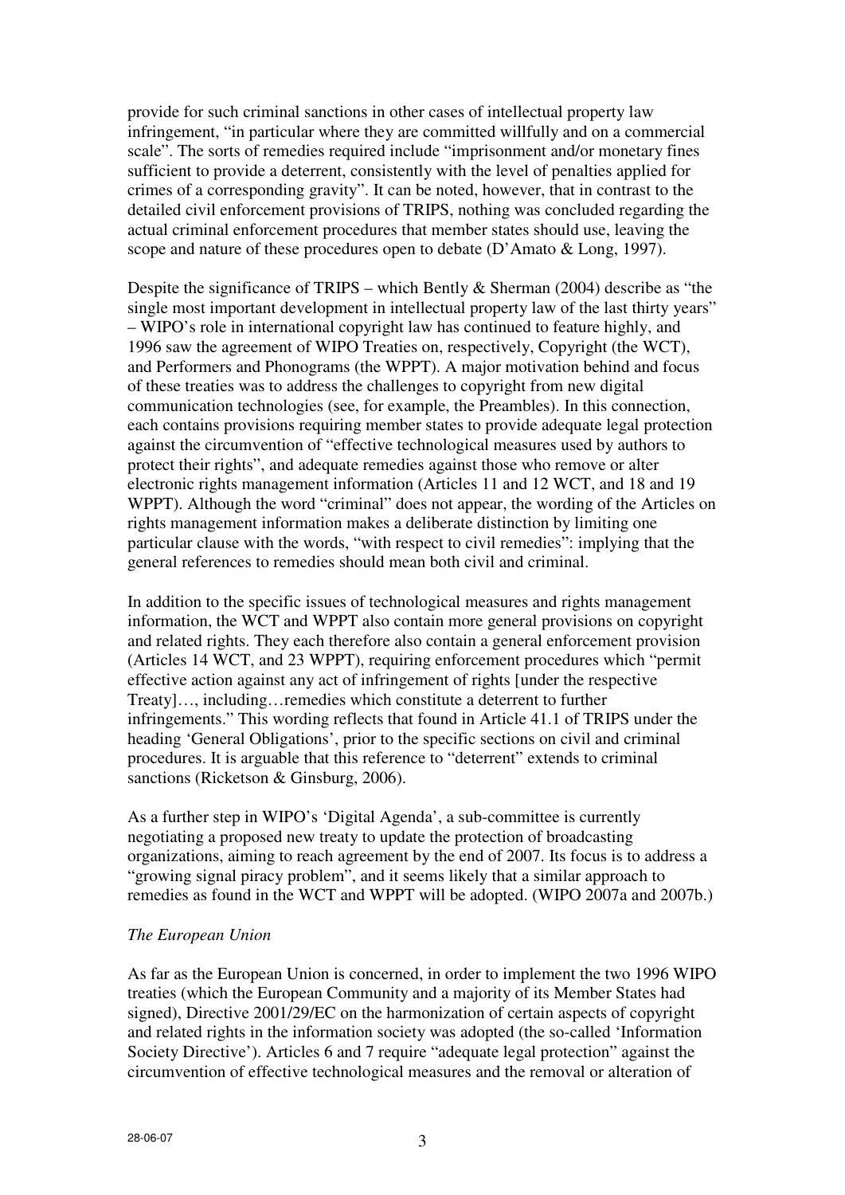provide for such criminal sanctions in other cases of intellectual property law infringement, "in particular where they are committed willfully and on a commercial scale". The sorts of remedies required include "imprisonment and/or monetary fines sufficient to provide a deterrent, consistently with the level of penalties applied for crimes of a corresponding gravity". It can be noted, however, that in contrast to the detailed civil enforcement provisions of TRIPS, nothing was concluded regarding the actual criminal enforcement procedures that member states should use, leaving the scope and nature of these procedures open to debate (D'Amato & Long, 1997).

Despite the significance of TRIPS – which Bently & Sherman (2004) describe as "the single most important development in intellectual property law of the last thirty years" – WIPO's role in international copyright law has continued to feature highly, and 1996 saw the agreement of WIPO Treaties on, respectively, Copyright (the WCT), and Performers and Phonograms (the WPPT). A major motivation behind and focus of these treaties was to address the challenges to copyright from new digital communication technologies (see, for example, the Preambles). In this connection, each contains provisions requiring member states to provide adequate legal protection against the circumvention of "effective technological measures used by authors to protect their rights", and adequate remedies against those who remove or alter electronic rights management information (Articles 11 and 12 WCT, and 18 and 19 WPPT). Although the word "criminal" does not appear, the wording of the Articles on rights management information makes a deliberate distinction by limiting one particular clause with the words, "with respect to civil remedies": implying that the general references to remedies should mean both civil and criminal.

In addition to the specific issues of technological measures and rights management information, the WCT and WPPT also contain more general provisions on copyright and related rights. They each therefore also contain a general enforcement provision (Articles 14 WCT, and 23 WPPT), requiring enforcement procedures which "permit effective action against any act of infringement of rights [under the respective Treaty]…, including…remedies which constitute a deterrent to further infringements." This wording reflects that found in Article 41.1 of TRIPS under the heading 'General Obligations', prior to the specific sections on civil and criminal procedures. It is arguable that this reference to "deterrent" extends to criminal sanctions (Ricketson & Ginsburg, 2006).

As a further step in WIPO's 'Digital Agenda', a sub-committee is currently negotiating a proposed new treaty to update the protection of broadcasting organizations, aiming to reach agreement by the end of 2007. Its focus is to address a "growing signal piracy problem", and it seems likely that a similar approach to remedies as found in the WCT and WPPT will be adopted. (WIPO 2007a and 2007b.)

*The European Union*

As far as the European Union is concerned, in order to implement the two 1996 WIPO treaties (which the European Community and a majority of its Member States had signed), Directive 2001/29/EC on the harmonization of certain aspects of copyright and related rights in the information society was adopted (the so-called 'Information Society Directive'). Articles 6 and 7 require "adequate legal protection" against the circumvention of effective technological measures and the removal or alteration of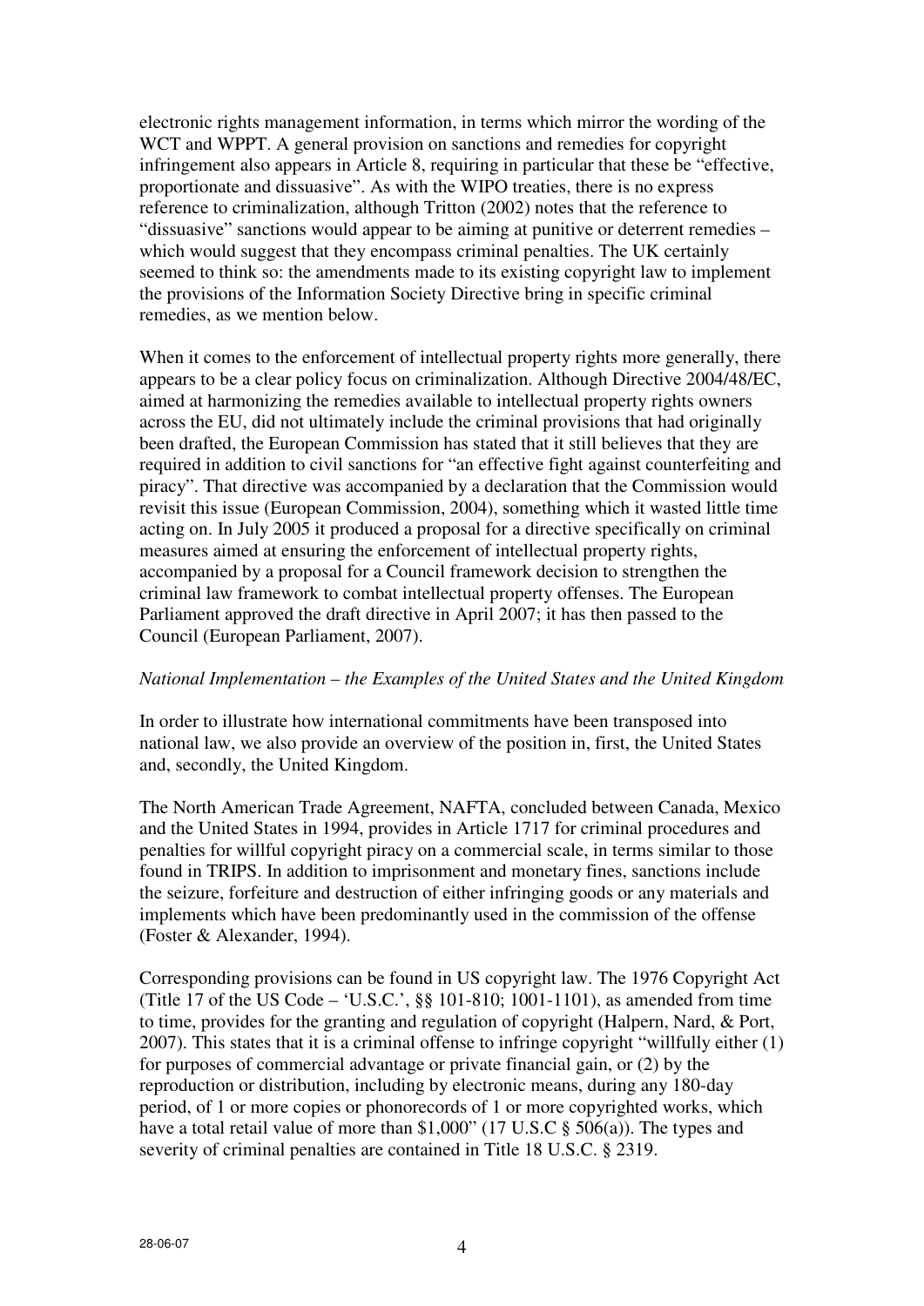electronic rights management information, in terms which mirror the wording of the WCT and WPPT. A general provision on sanctions and remedies for copyright infringement also appears in Article 8, requiring in particular that these be "effective, proportionate and dissuasive". As with the WIPO treaties, there is no express reference to criminalization, although Tritton (2002) notes that the reference to "dissuasive" sanctions would appear to be aiming at punitive or deterrent remedies – which would suggest that they encompass criminal penalties. The UK certainly seemed to think so: the amendments made to its existing copyright law to implement the provisions of the Information Society Directive bring in specific criminal remedies, as we mention below.

When it comes to the enforcement of intellectual property rights more generally, there appears to be a clear policy focus on criminalization. Although Directive 2004/48/EC, aimed at harmonizing the remedies available to intellectual property rights owners across the EU, did not ultimately include the criminal provisions that had originally been drafted, the European Commission has stated that it still believes that they are required in addition to civil sanctions for "an effective fight against counterfeiting and piracy". That directive was accompanied by a declaration that the Commission would revisit this issue (European Commission, 2004), something which it wasted little time acting on. In July 2005 it produced a proposal for a directive specifically on criminal measures aimed at ensuring the enforcement of intellectual property rights, accompanied by a proposal for a Council framework decision to strengthen the criminal law framework to combat intellectual property offenses. The European Parliament approved the draft directive in April 2007; it has then passed to the Council (European Parliament, 2007).

*National Implementation – the Examples of the United States and the United Kingdom*

In order to illustrate how international commitments have been transposed into national law, we also provide an overview of the position in, first, the United States and, secondly, the United Kingdom.

The North American Trade Agreement, NAFTA, concluded between Canada, Mexico and the United States in 1994, provides in Article 1717 for criminal procedures and penalties for willful copyright piracy on a commercial scale, in terms similar to those found in TRIPS. In addition to imprisonment and monetary fines, sanctions include the seizure, forfeiture and destruction of either infringing goods or any materials and implements which have been predominantly used in the commission of the offense (Foster & Alexander, 1994).

Corresponding provisions can be found in US copyright law. The 1976 Copyright Act (Title 17 of the US Code – 'U.S.C.', §§ 101-810; 1001-1101), as amended from time to time, provides for the granting and regulation of copyright (Halpern, Nard, & Port, 2007). This states that it is a criminal offense to infringe copyright "willfully either (1) for purposes of commercial advantage or private financial gain, or (2) by the reproduction or distribution, including by electronic means, during any 180-day period, of 1 or more copies or phonorecords of 1 or more copyrighted works, which have a total retail value of more than $1,000" (17 U.S.C § 506(a)). The types and severity of criminal penalties are contained in Title 18 U.S.C. § 2319.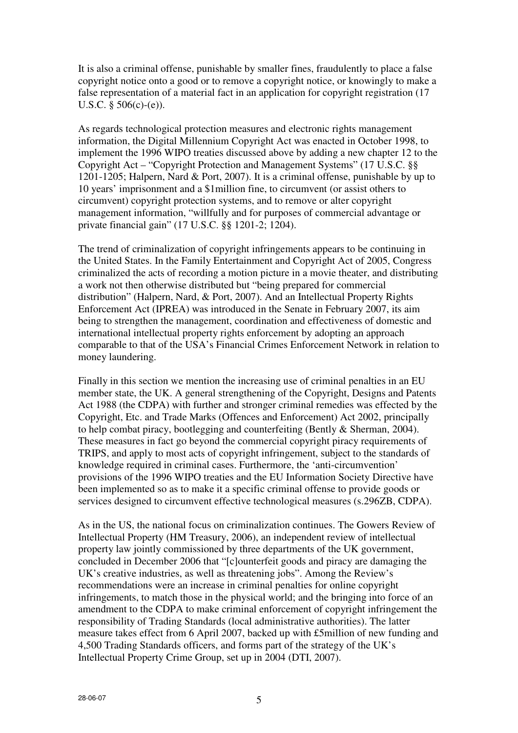It is also a criminal offense, punishable by smaller fines, fraudulently to place a false copyright notice onto a good or to remove a copyright notice, or knowingly to make a false representation of a material fact in an application for copyright registration (17 U.S.C. § 506(c)-(e)).

As regards technological protection measures and electronic rights management information, the Digital Millennium Copyright Act was enacted in October 1998, to implement the 1996 WIPO treaties discussed above by adding a new chapter 12 to the Copyright Act – "Copyright Protection and Management Systems" (17 U.S.C. §§ 1201-1205; Halpern, Nard & Port, 2007). It is a criminal offense, punishable by up to 10 years' imprisonment and a $1million fine, to circumvent (or assist others to circumvent) copyright protection systems, and to remove or alter copyright management information, "willfully and for purposes of commercial advantage or private financial gain" (17 U.S.C. §§ 1201-2; 1204).

The trend of criminalization of copyright infringements appears to be continuing in the United States. In the Family Entertainment and Copyright Act of 2005, Congress criminalized the acts of recording a motion picture in a movie theater, and distributing a work not then otherwise distributed but "being prepared for commercial distribution" (Halpern, Nard, & Port, 2007). And an Intellectual Property Rights Enforcement Act (IPREA) was introduced in the Senate in February 2007, its aim being to strengthen the management, coordination and effectiveness of domestic and international intellectual property rights enforcement by adopting an approach comparable to that of the USA's Financial Crimes Enforcement Network in relation to money laundering.

Finally in this section we mention the increasing use of criminal penalties in an EU member state, the UK. A general strengthening of the Copyright, Designs and Patents Act 1988 (the CDPA) with further and stronger criminal remedies was effected by the Copyright, Etc. and Trade Marks (Offences and Enforcement) Act 2002, principally to help combat piracy, bootlegging and counterfeiting (Bently & Sherman, 2004). These measures in fact go beyond the commercial copyright piracy requirements of TRIPS, and apply to most acts of copyright infringement, subject to the standards of knowledge required in criminal cases. Furthermore, the 'anti-circumvention' provisions of the 1996 WIPO treaties and the EU Information Society Directive have been implemented so as to make it a specific criminal offense to provide goods or services designed to circumvent effective technological measures (s.296ZB, CDPA).

As in the US, the national focus on criminalization continues. The Gowers Review of Intellectual Property (HM Treasury, 2006), an independent review of intellectual property law jointly commissioned by three departments of the UK government, concluded in December 2006 that "[c]ounterfeit goods and piracy are damaging the UK's creative industries, as well as threatening jobs". Among the Review's recommendations were an increase in criminal penalties for online copyright infringements, to match those in the physical world; and the bringing into force of an amendment to the CDPA to make criminal enforcement of copyright infringement the responsibility of Trading Standards (local administrative authorities). The latter measure takes effect from 6 April 2007, backed up with £5million of new funding and 4,500 Trading Standards officers, and forms part of the strategy of the UK's Intellectual Property Crime Group, set up in 2004 (DTI, 2007).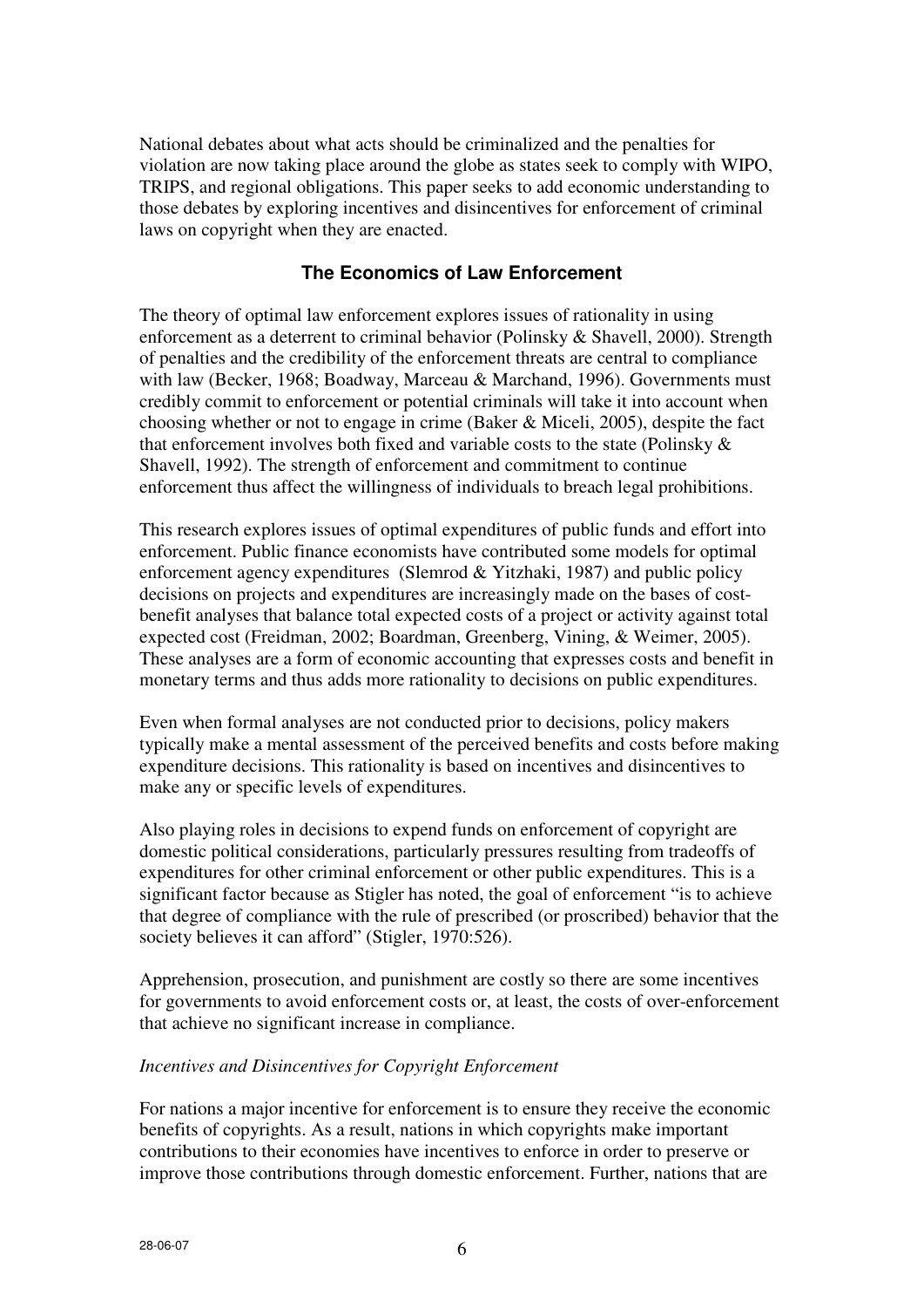National debates about what acts should be criminalized and the penalties for violation are now taking place around the globe as states seek to comply with WIPO, TRIPS, and regional obligations. This paper seeks to add economic understanding to those debates by exploring incentives and disincentives for enforcement of criminal laws on copyright when they are enacted.

## The Economics of Law Enforcement

The theory of optimal law enforcement explores issues of rationality in using enforcement as a deterrent to criminal behavior (Polinsky & Shavell, 2000). Strength of penalties and the credibility of the enforcement threats are central to compliance with law (Becker, 1968; Boadway, Marceau & Marchand, 1996). Governments must credibly commit to enforcement or potential criminals will take it into account when choosing whether or not to engage in crime (Baker & Miceli, 2005), despite the fact that enforcement involves both fixed and variable costs to the state (Polinsky & Shavell, 1992). The strength of enforcement and commitment to continue enforcement thus affect the willingness of individuals to breach legal prohibitions.

This research explores issues of optimal expenditures of public funds and effort into enforcement. Public finance economists have contributed some models for optimal enforcement agency expenditures (Slemrod & Yitzhaki, 1987) and public policy decisions on projects and expenditures are increasingly made on the bases of cost-benefit analyses that balance total expected costs of a project or activity against total expected cost (Freidman, 2002; Boardman, Greenberg, Vining, & Weimer, 2005). These analyses are a form of economic accounting that expresses costs and benefit in monetary terms and thus adds more rationality to decisions on public expenditures.

Even when formal analyses are not conducted prior to decisions, policy makers typically make a mental assessment of the perceived benefits and costs before making expenditure decisions. This rationality is based on incentives and disincentives to make any or specific levels of expenditures.

Also playing roles in decisions to expend funds on enforcement of copyright are domestic political considerations, particularly pressures resulting from tradeoffs of expenditures for other criminal enforcement or other public expenditures. This is a significant factor because as Stigler has noted, the goal of enforcement "is to achieve that degree of compliance with the rule of prescribed (or proscribed) behavior that the society believes it can afford" (Stigler, 1970:526).

Apprehension, prosecution, and punishment are costly so there are some incentives for governments to avoid enforcement costs or, at least, the costs of over-enforcement that achieve no significant increase in compliance.

*Incentives and Disincentives for Copyright Enforcement*

For nations a major incentive for enforcement is to ensure they receive the economic benefits of copyrights. As a result, nations in which copyrights make important contributions to their economies have incentives to enforce in order to preserve or improve those contributions through domestic enforcement. Further, nations that are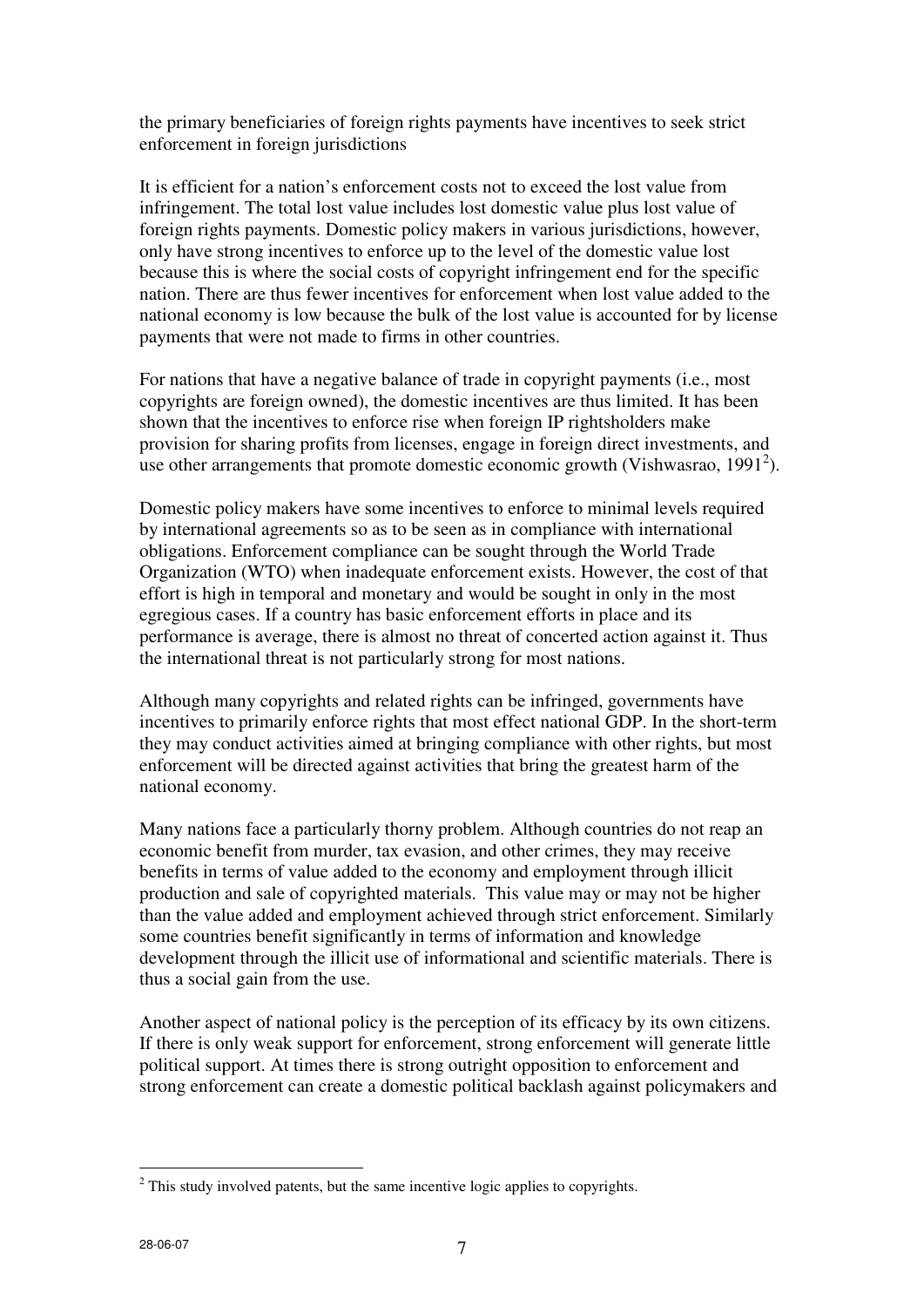the primary beneficiaries of foreign rights payments have incentives to seek strict enforcement in foreign jurisdictions

It is efficient for a nation's enforcement costs not to exceed the lost value from infringement. The total lost value includes lost domestic value plus lost value of foreign rights payments. Domestic policy makers in various jurisdictions, however, only have strong incentives to enforce up to the level of the domestic value lost because this is where the social costs of copyright infringement end for the specific nation. There are thus fewer incentives for enforcement when lost value added to the national economy is low because the bulk of the lost value is accounted for by license payments that were not made to firms in other countries.

For nations that have a negative balance of trade in copyright payments (i.e., most copyrights are foreign owned), the domestic incentives are thus limited. It has been shown that the incentives to enforce rise when foreign IP rightsholders make provision for sharing profits from licenses, engage in foreign direct investments, and use other arrangements that promote domestic economic growth (Vishwasrao, 1991[2]).

Domestic policy makers have some incentives to enforce to minimal levels required by international agreements so as to be seen as in compliance with international obligations. Enforcement compliance can be sought through the World Trade Organization (WTO) when inadequate enforcement exists. However, the cost of that effort is high in temporal and monetary and would be sought in only in the most egregious cases. If a country has basic enforcement efforts in place and its performance is average, there is almost no threat of concerted action against it. Thus the international threat is not particularly strong for most nations.

Although many copyrights and related rights can be infringed, governments have incentives to primarily enforce rights that most effect national GDP. In the short-term they may conduct activities aimed at bringing compliance with other rights, but most enforcement will be directed against activities that bring the greatest harm of the national economy.

Many nations face a particularly thorny problem. Although countries do not reap an economic benefit from murder, tax evasion, and other crimes, they may receive benefits in terms of value added to the economy and employment through illicit production and sale of copyrighted materials. This value may or may not be higher than the value added and employment achieved through strict enforcement. Similarly some countries benefit significantly in terms of information and knowledge development through the illicit use of informational and scientific materials. There is thus a social gain from the use.

Another aspect of national policy is the perception of its efficacy by its own citizens. If there is only weak support for enforcement, strong enforcement will generate little political support. At times there is strong outright opposition to enforcement and strong enforcement can create a domestic political backlash against policymakers and

[2] This study involved patents, but the same incentive logic applies to copyrights.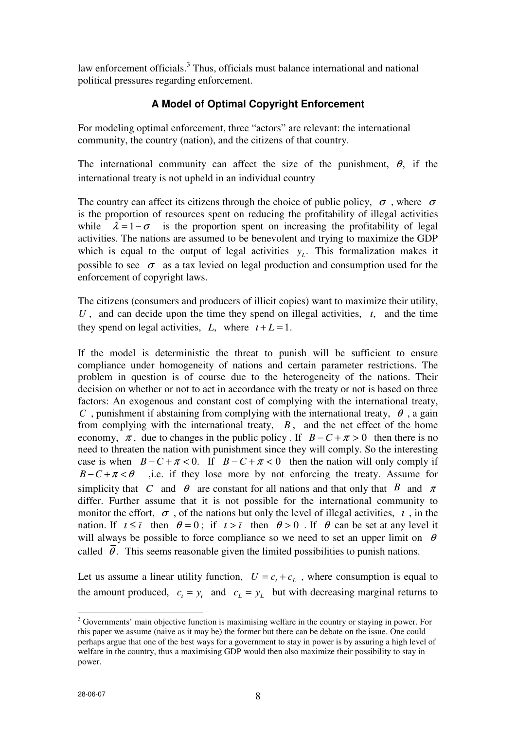law enforcement officials.[3] Thus, officials must balance international and national political pressures regarding enforcement.

### A Model of Optimal Copyright Enforcement

For modeling optimal enforcement, three "actors" are relevant: the international community, the country (nation), and the citizens of that country.

The international community can affect the size of the punishment, $\theta$, if the international treaty is not upheld in an individual country

The country can affect its citizens through the choice of public policy, $\sigma$, where $\sigma$ is the proportion of resources spent on reducing the profitability of illegal activities while $\lambda = 1 - \sigma$ is the proportion spent on increasing the profitability of legal activities. The nations are assumed to be benevolent and trying to maximize the GDP which is equal to the output of legal activities $y_L$. This formalization makes it possible to see $\sigma$ as a tax levied on legal production and consumption used for the enforcement of copyright laws.

The citizens (consumers and producers of illicit copies) want to maximize their utility, $U$, and can decide upon the time they spend on illegal activities, $\iota$, and the time they spend on legal activities, $L$, where $\iota + L = 1$.

If the model is deterministic the threat to punish will be sufficient to ensure compliance under homogeneity of nations and certain parameter restrictions. The problem in question is of course due to the heterogeneity of the nations. Their decision on whether or not to act in accordance with the treaty or not is based on three factors: An exogenous and constant cost of complying with the international treaty, $C$, punishment if abstaining from complying with the international treaty, $\theta$, a gain from complying with the international treaty, $B$, and the net effect of the home economy, $\pi$, due to changes in the public policy . If $B - C + \pi > 0$ then there is no need to threaten the nation with punishment since they will comply. So the interesting case is when $B - C + \pi < 0$. If $B - C + \pi < 0$ then the nation will only comply if $B - C + \pi < \theta$ ,i.e. if they lose more by not enforcing the treaty. Assume for simplicity that $C$ and $\theta$ are constant for all nations and that only that $B$ and $\pi$ differ. Further assume that it is not possible for the international community to monitor the effort, $\sigma$, of the nations but only the level of illegal activities, $\iota$, in the nation. If $\iota \leq \bar{\iota}$ then $\theta = 0$; if $\iota > \bar{\iota}$ then $\theta > 0$. If $\theta$ can be set at any level it will always be possible to force compliance so we need to set an upper limit on $\theta$ called $\bar{\theta}$. This seems reasonable given the limited possibilities to punish nations.

Let us assume a linear utility function, $U = c_\iota + c_L$, where consumption is equal to the amount produced, $c_\iota = y_\iota$ and $c_L = y_L$ but with decreasing marginal returns to

[3] Governments' main objective function is maximising welfare in the country or staying in power. For this paper we assume (naive as it may be) the former but there can be debate on the issue. One could perhaps argue that one of the best ways for a government to stay in power is by assuring a high level of welfare in the country, thus a maximising GDP would then also maximize their possibility to stay in power.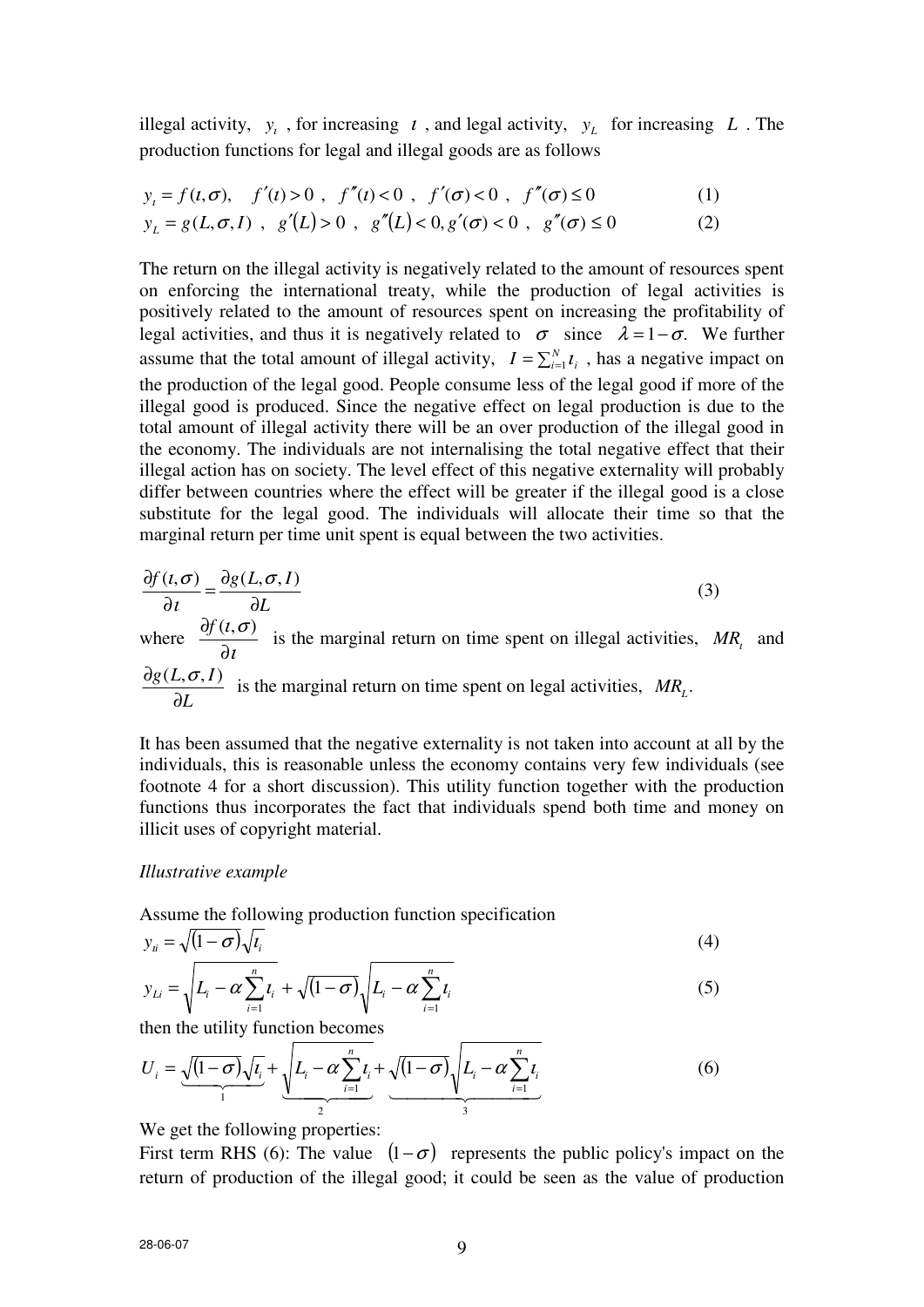illegal activity, $y_\iota$, for increasing $\iota$, and legal activity, $y_L$ for increasing $L$. The production functions for legal and illegal goods are as follows

$$y_\iota = f(\iota, \sigma), \quad f'(\iota) > 0 \ , \quad f''(\iota) < 0 \ , \quad f'(\sigma) < 0 \ , \quad f''(\sigma) \leq 0 \tag{1}$$

$$y_L = g(L, \sigma, I) \ , \quad g'(L) > 0 \ , \quad g''(L) < 0, g'(\sigma) < 0 \ , \quad g''(\sigma) \leq 0 \tag{2}$$

The return on the illegal activity is negatively related to the amount of resources spent on enforcing the international treaty, while the production of legal activities is positively related to the amount of resources spent on increasing the profitability of legal activities, and thus it is negatively related to $\sigma$ since $\lambda = 1 - \sigma$. We further assume that the total amount of illegal activity, $I = \sum_{i=1}^{N} \iota_i$, has a negative impact on the production of the legal good. People consume less of the legal good if more of the illegal good is produced. Since the negative effect on legal production is due to the total amount of illegal activity there will be an over production of the illegal good in the economy. The individuals are not internalising the total negative effect that their illegal action has on society. The level effect of this negative externality will probably differ between countries where the effect will be greater if the illegal good is a close substitute for the legal good. The individuals will allocate their time so that the marginal return per time unit spent is equal between the two activities.

$$\frac{\partial f(\iota, \sigma)}{\partial \iota} = \frac{\partial g(L, \sigma, I)}{\partial L} \tag{3}$$

where $\frac{\partial f(\iota, \sigma)}{\partial \iota}$ is the marginal return on time spent on illegal activities, $MR_\iota$ and $\frac{\partial g(L, \sigma, I)}{\partial L}$ is the marginal return on time spent on legal activities, $MR_L$.

It has been assumed that the negative externality is not taken into account at all by the individuals, this is reasonable unless the economy contains very few individuals (see footnote 4 for a short discussion). This utility function together with the production functions thus incorporates the fact that individuals spend both time and money on illicit uses of copyright material.

*Illustrative example*

Assume the following production function specification

$$y_{\iota i} = \sqrt{(1-\sigma)}\sqrt{\iota_i} \tag{4}$$

$$y_{Li} = \sqrt{L_i - \alpha \sum_{i=1}^{n} \iota_i} + \sqrt{(1-\sigma)}\sqrt{L_i - \alpha \sum_{i=1}^{n} \iota_i} \tag{5}$$

then the utility function becomes

$$U_i = \underbrace{\sqrt{(1-\sigma)}\sqrt{\iota_i}}_{1} + \underbrace{\sqrt{L_i - \alpha \sum_{i=1}^{n} \iota_i}}_{2} + \underbrace{\sqrt{(1-\sigma)}\sqrt{L_i - \alpha \sum_{i=1}^{n} \iota_i}}_{3} \tag{6}$$

We get the following properties:

First term RHS (6): The value $(1-\sigma)$ represents the public policy's impact on the return of production of the illegal good; it could be seen as the value of production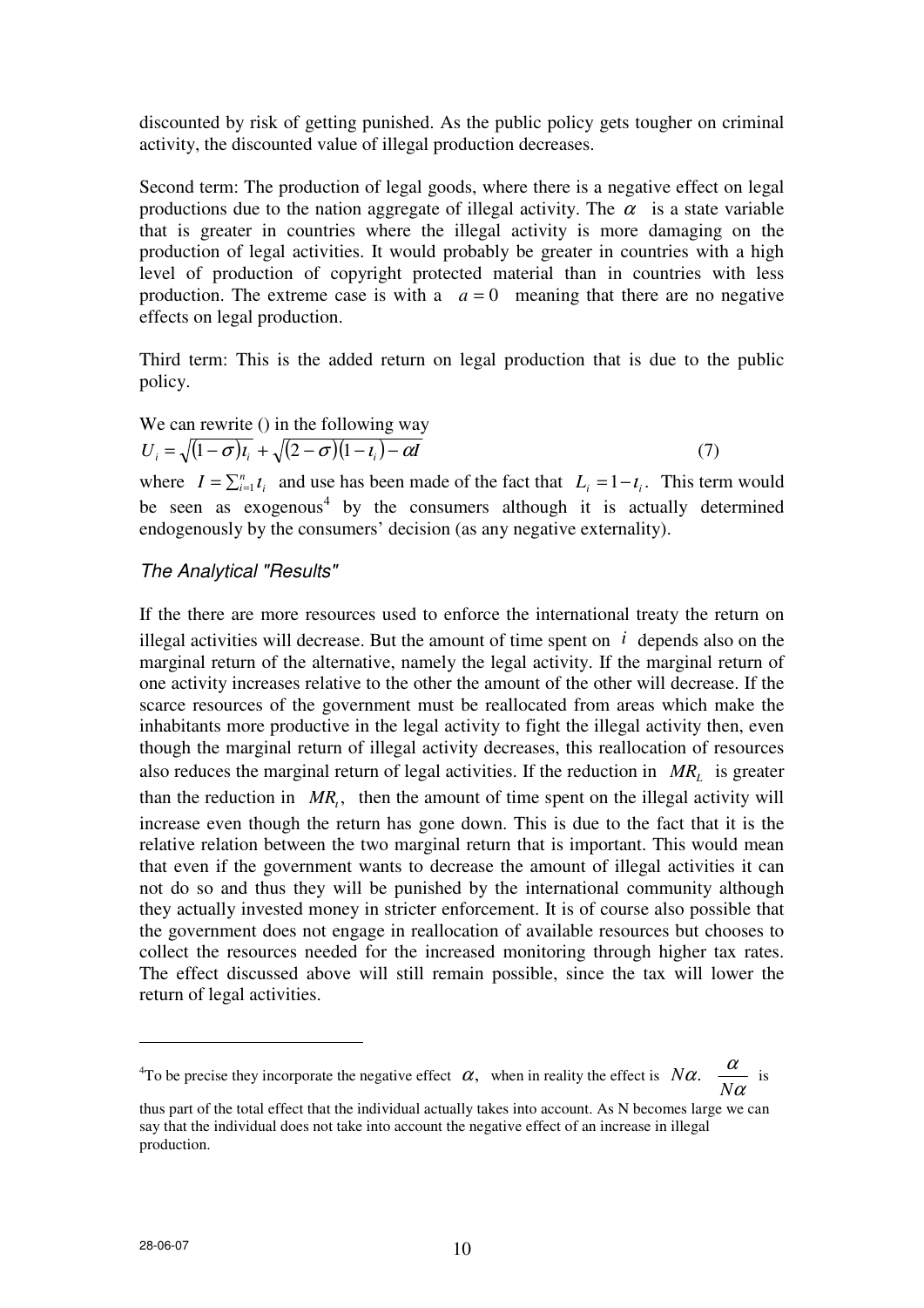discounted by risk of getting punished. As the public policy gets tougher on criminal activity, the discounted value of illegal production decreases.

Second term: The production of legal goods, where there is a negative effect on legal productions due to the nation aggregate of illegal activity. The $\alpha$ is a state variable that is greater in countries where the illegal activity is more damaging on the production of legal activities. It would probably be greater in countries with a high level of production of copyright protected material than in countries with less production. The extreme case is with a $a = 0$ meaning that there are no negative effects on legal production.

Third term: This is the added return on legal production that is due to the public policy.

We can rewrite () in the following way

$$U_i = \sqrt{(1-\sigma)\iota_i} + \sqrt{(2-\sigma)(1-\iota_i)} - \alpha I \tag{7}$$

where $I = \sum_{i=1}^{n} \iota_i$ and use has been made of the fact that $L_i = 1 - \iota_i$. This term would be seen as exogenous[4] by the consumers although it is actually determined endogenously by the consumers' decision (as any negative externality).

### *The Analytical "Results"*

If the there are more resources used to enforce the international treaty the return on illegal activities will decrease. But the amount of time spent on $i$ depends also on the marginal return of the alternative, namely the legal activity. If the marginal return of one activity increases relative to the other the amount of the other will decrease. If the scarce resources of the government must be reallocated from areas which make the inhabitants more productive in the legal activity to fight the illegal activity then, even though the marginal return of illegal activity decreases, this reallocation of resources also reduces the marginal return of legal activities. If the reduction in $MR_L$ is greater than the reduction in $MR_\iota$, then the amount of time spent on the illegal activity will increase even though the return has gone down. This is due to the fact that it is the relative relation between the two marginal return that is important. This would mean that even if the government wants to decrease the amount of illegal activities it can not do so and thus they will be punished by the international community although they actually invested money in stricter enforcement. It is of course also possible that the government does not engage in reallocation of available resources but chooses to collect the resources needed for the increased monitoring through higher tax rates. The effect discussed above will still remain possible, since the tax will lower the return of legal activities.

---

[4] To be precise they incorporate the negative effect $\alpha$, when in reality the effect is $N\alpha$. $\frac{\alpha}{N\alpha}$ is thus part of the total effect that the individual actually takes into account. As N becomes large we can say that the individual does not take into account the negative effect of an increase in illegal production.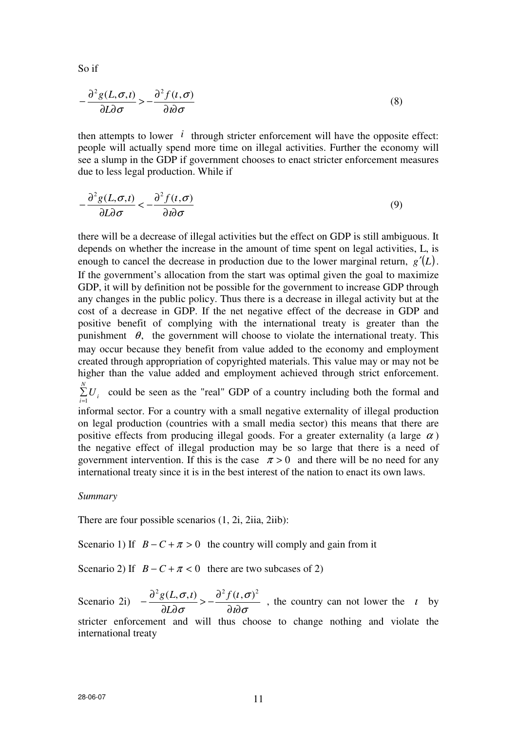So if

$$-\frac{\partial^2 g(L,\sigma,\iota)}{\partial L \partial \sigma} > -\frac{\partial^2 f(\iota,\sigma)}{\partial \iota \partial \sigma} \tag{8}$$

then attempts to lower $i$ through stricter enforcement will have the opposite effect: people will actually spend more time on illegal activities. Further the economy will see a slump in the GDP if government chooses to enact stricter enforcement measures due to less legal production. While if

$$-\frac{\partial^2 g(L,\sigma,\iota)}{\partial L \partial \sigma} < -\frac{\partial^2 f(\iota,\sigma)}{\partial \iota \partial \sigma} \tag{9}$$

there will be a decrease of illegal activities but the effect on GDP is still ambiguous. It depends on whether the increase in the amount of time spent on legal activities, L, is enough to cancel the decrease in production due to the lower marginal return, $g'(L)$. If the government's allocation from the start was optimal given the goal to maximize GDP, it will by definition not be possible for the government to increase GDP through any changes in the public policy. Thus there is a decrease in illegal activity but at the cost of a decrease in GDP. If the net negative effect of the decrease in GDP and positive benefit of complying with the international treaty is greater than the punishment $\theta$, the government will choose to violate the international treaty. This may occur because they benefit from value added to the economy and employment created through appropriation of copyrighted materials. This value may or may not be higher than the value added and employment achieved through strict enforcement. $\sum_{i=1}^{N} U_i$ could be seen as the "real" GDP of a country including both the formal and informal sector. For a country with a small negative externality of illegal production on legal production (countries with a small media sector) this means that there are positive effects from producing illegal goods. For a greater externality (a large $\alpha$) the negative effect of illegal production may be so large that there is a need of government intervention. If this is the case $\pi > 0$ and there will be no need for any international treaty since it is in the best interest of the nation to enact its own laws.

*Summary*

There are four possible scenarios (1, 2i, 2iia, 2iib):

Scenario 1) If $B - C + \pi > 0$ the country will comply and gain from it

Scenario 2) If $B - C + \pi < 0$ there are two subcases of 2)

Scenario 2i) $-\frac{\partial^2 g(L,\sigma,\iota)}{\partial L \partial \sigma} > -\frac{\partial^2 f(\iota,\sigma)^2}{\partial \iota \partial \sigma}$, the country can not lower the $\iota$ by stricter enforcement and will thus choose to change nothing and violate the international treaty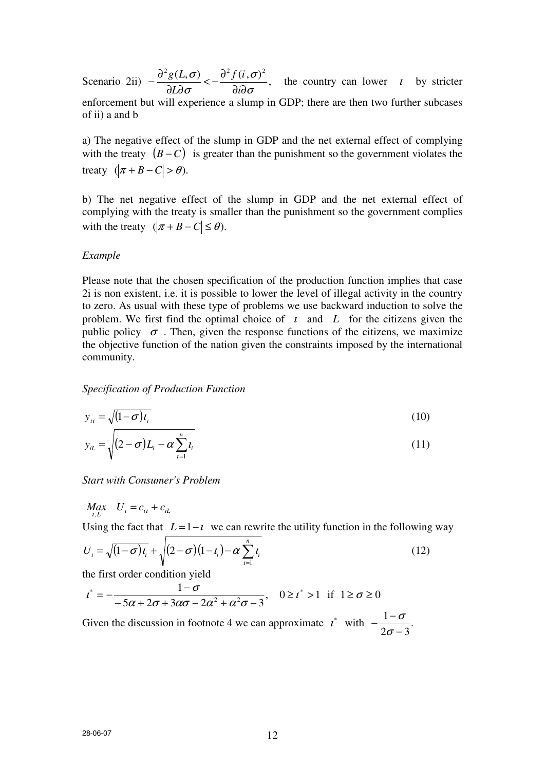Scenario 2ii) $-\frac{\partial^2 g(L,\sigma)}{\partial L \partial \sigma} < -\frac{\partial^2 f(i,\sigma)^2}{\partial i \partial \sigma}$, the country can lower $\iota$ by stricter enforcement but will experience a slump in GDP; there are then two further subcases of ii) a and b

a) The negative effect of the slump in GDP and the net external effect of complying with the treaty $(B-C)$ is greater than the punishment so the government violates the treaty ($|\pi + B - C| > \theta$).

b) The net negative effect of the slump in GDP and the net external effect of complying with the treaty is smaller than the punishment so the government complies with the treaty ($|\pi + B - C| \leq \theta$).

*Example*

Please note that the chosen specification of the production function implies that case 2i is non existent, i.e. it is possible to lower the level of illegal activity in the country to zero. As usual with these type of problems we use backward induction to solve the problem. We first find the optimal choice of $\iota$ and $L$ for the citizens given the public policy $\sigma$. Then, given the response functions of the citizens, we maximize the objective function of the nation given the constraints imposed by the international community.

*Specification of Production Function*

$$y_{i\iota} = \sqrt{(1-\sigma)\iota_i} \tag{10}$$

$$y_{iL} = \sqrt{(2-\sigma)L_i - \alpha \sum_{\iota=1}^{n} \iota_i} \tag{11}$$

*Start with Consumer's Problem*

$$\underset{\iota, L}{Max} \quad U_i = c_{i\iota} + c_{iL}$$

Using the fact that $L = 1 - \iota$ we can rewrite the utility function in the following way

$$U_i = \sqrt{(1-\sigma)\iota_i} + \sqrt{(2-\sigma)(1-\iota_i) - \alpha \sum_{\iota=1}^{n} \iota_i} \tag{12}$$

the first order condition yield

$$\iota^* = -\frac{1-\sigma}{-5\alpha + 2\sigma + 3\alpha\sigma - 2\alpha^2 + \alpha^2\sigma - 3}, \quad 0 \geq \iota^* > 1 \text{ if } 1 \geq \sigma \geq 0$$

Given the discussion in footnote 4 we can approximate $\iota^*$ with $-\frac{1-\sigma}{2\sigma - 3}$.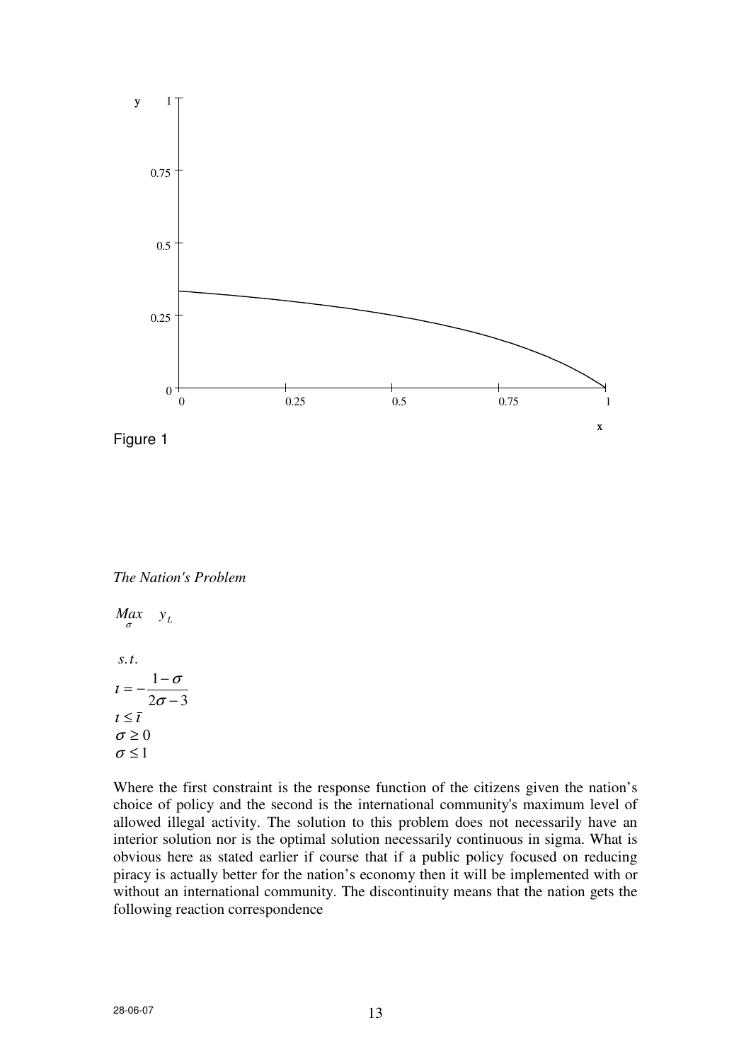Figure 1

*The Nation's Problem*

$$\underset{\sigma}{Max} \quad y_L$$

$$
\begin{aligned}
&s.t. \\
&\iota = -\frac{1-\sigma}{2\sigma - 3} \\
&\iota \leq \bar{\iota} \\
&\sigma \geq 0 \\
&\sigma \leq 1
\end{aligned}
$$

Where the first constraint is the response function of the citizens given the nation's choice of policy and the second is the international community's maximum level of allowed illegal activity. The solution to this problem does not necessarily have an interior solution nor is the optimal solution necessarily continuous in sigma. What is obvious here as stated earlier if course that if a public policy focused on reducing piracy is actually better for the nation's economy then it will be implemented with or without an international community. The discontinuity means that the nation gets the following reaction correspondence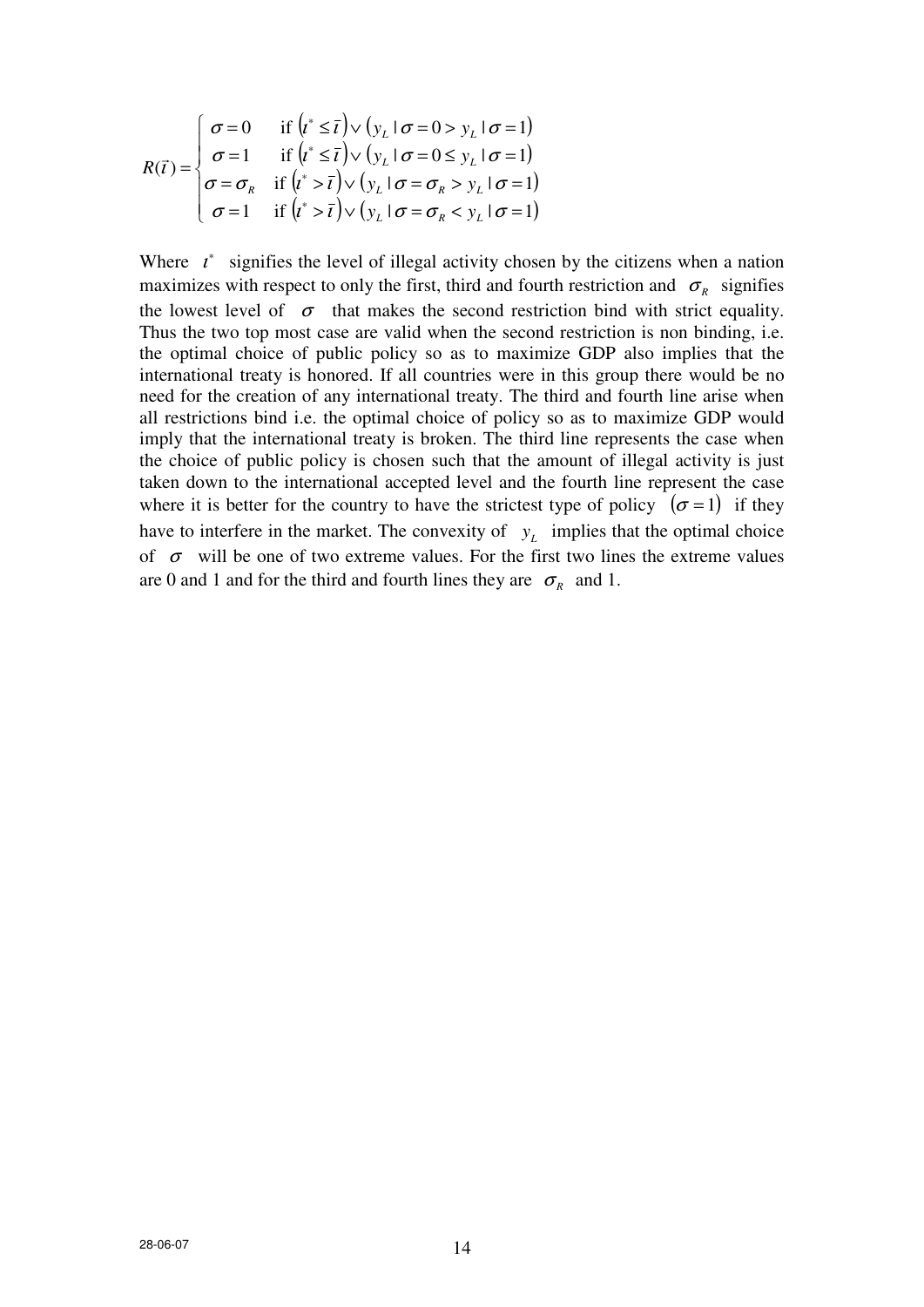$$R(\bar{\iota}) = \begin{cases} \sigma = 0 & \text{if } \left(\iota^* \le \bar{\iota}\right) \vee \left(y_L \mid \sigma = 0 > y_L \mid \sigma = 1\right) \\ \sigma = 1 & \text{if } \left(\iota^* \le \bar{\iota}\right) \vee \left(y_L \mid \sigma = 0 \le y_L \mid \sigma = 1\right) \\ \sigma = \sigma_R & \text{if } \left(\iota^* > \bar{\iota}\right) \vee \left(y_L \mid \sigma = \sigma_R > y_L \mid \sigma = 1\right) \\ \sigma = 1 & \text{if } \left(\iota^* > \bar{\iota}\right) \vee \left(y_L \mid \sigma = \sigma_R < y_L \mid \sigma = 1\right) \end{cases}$$

Where $\iota^*$ signifies the level of illegal activity chosen by the citizens when a nation maximizes with respect to only the first, third and fourth restriction and $\sigma_R$ signifies the lowest level of $\sigma$ that makes the second restriction bind with strict equality. Thus the two top most case are valid when the second restriction is non binding, i.e. the optimal choice of public policy so as to maximize GDP also implies that the international treaty is honored. If all countries were in this group there would be no need for the creation of any international treaty. The third and fourth line arise when all restrictions bind i.e. the optimal choice of policy so as to maximize GDP would imply that the international treaty is broken. The third line represents the case when the choice of public policy is chosen such that the amount of illegal activity is just taken down to the international accepted level and the fourth line represent the case where it is better for the country to have the strictest type of policy $(\sigma = 1)$ if they have to interfere in the market. The convexity of $y_L$ implies that the optimal choice of $\sigma$ will be one of two extreme values. For the first two lines the extreme values are 0 and 1 and for the third and fourth lines they are $\sigma_R$ and 1.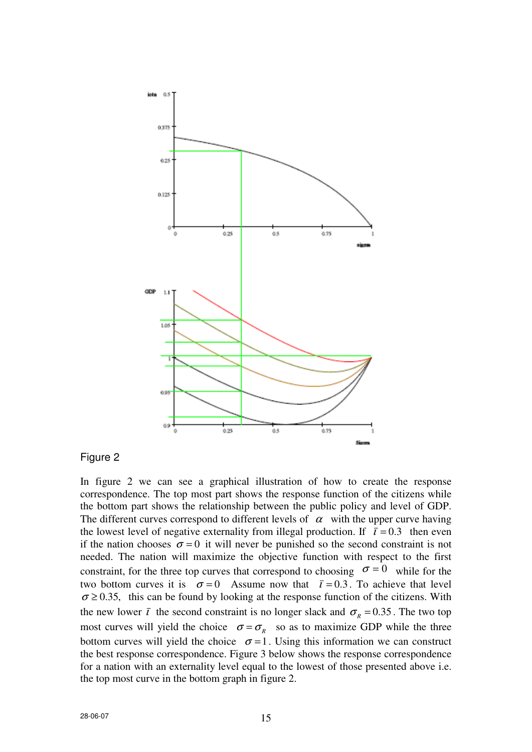Figure 2

In figure 2 we can see a graphical illustration of how to create the response correspondence. The top most part shows the response function of the citizens while the bottom part shows the relationship between the public policy and level of GDP. The different curves correspond to different levels of $\alpha$ with the upper curve having the lowest level of negative externality from illegal production. If $\bar{\iota} = 0.3$ then even if the nation chooses $\sigma = 0$ it will never be punished so the second constraint is not needed. The nation will maximize the objective function with respect to the first constraint, for the three top curves that correspond to choosing $\sigma = 0$ while for the two bottom curves it is $\sigma = 0$ Assume now that $\bar{\iota} = 0.3$. To achieve that level $\sigma \geq 0.35$, this can be found by looking at the response function of the citizens. With the new lower $\bar{\iota}$ the second constraint is no longer slack and $\sigma_R = 0.35$. The two top most curves will yield the choice $\sigma = \sigma_R$ so as to maximize GDP while the three bottom curves will yield the choice $\sigma = 1$. Using this information we can construct the best response correspondence. Figure 3 below shows the response correspondence for a nation with an externality level equal to the lowest of those presented above i.e. the top most curve in the bottom graph in figure 2.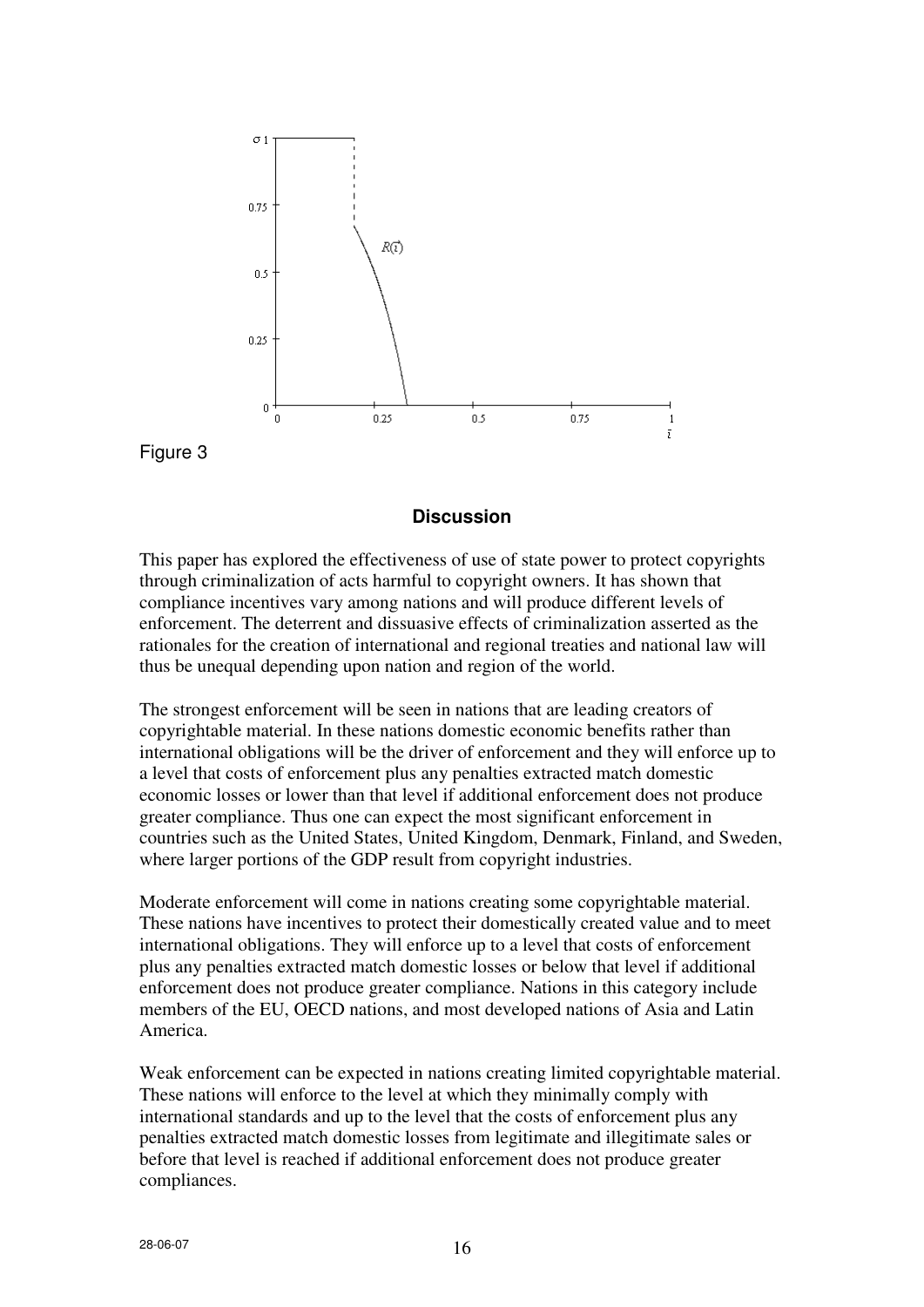Figure 3

## Discussion

This paper has explored the effectiveness of use of state power to protect copyrights through criminalization of acts harmful to copyright owners. It has shown that compliance incentives vary among nations and will produce different levels of enforcement. The deterrent and dissuasive effects of criminalization asserted as the rationales for the creation of international and regional treaties and national law will thus be unequal depending upon nation and region of the world.

The strongest enforcement will be seen in nations that are leading creators of copyrightable material. In these nations domestic economic benefits rather than international obligations will be the driver of enforcement and they will enforce up to a level that costs of enforcement plus any penalties extracted match domestic economic losses or lower than that level if additional enforcement does not produce greater compliance. Thus one can expect the most significant enforcement in countries such as the United States, United Kingdom, Denmark, Finland, and Sweden, where larger portions of the GDP result from copyright industries.

Moderate enforcement will come in nations creating some copyrightable material. These nations have incentives to protect their domestically created value and to meet international obligations. They will enforce up to a level that costs of enforcement plus any penalties extracted match domestic losses or below that level if additional enforcement does not produce greater compliance. Nations in this category include members of the EU, OECD nations, and most developed nations of Asia and Latin America.

Weak enforcement can be expected in nations creating limited copyrightable material. These nations will enforce to the level at which they minimally comply with international standards and up to the level that the costs of enforcement plus any penalties extracted match domestic losses from legitimate and illegitimate sales or before that level is reached if additional enforcement does not produce greater compliances.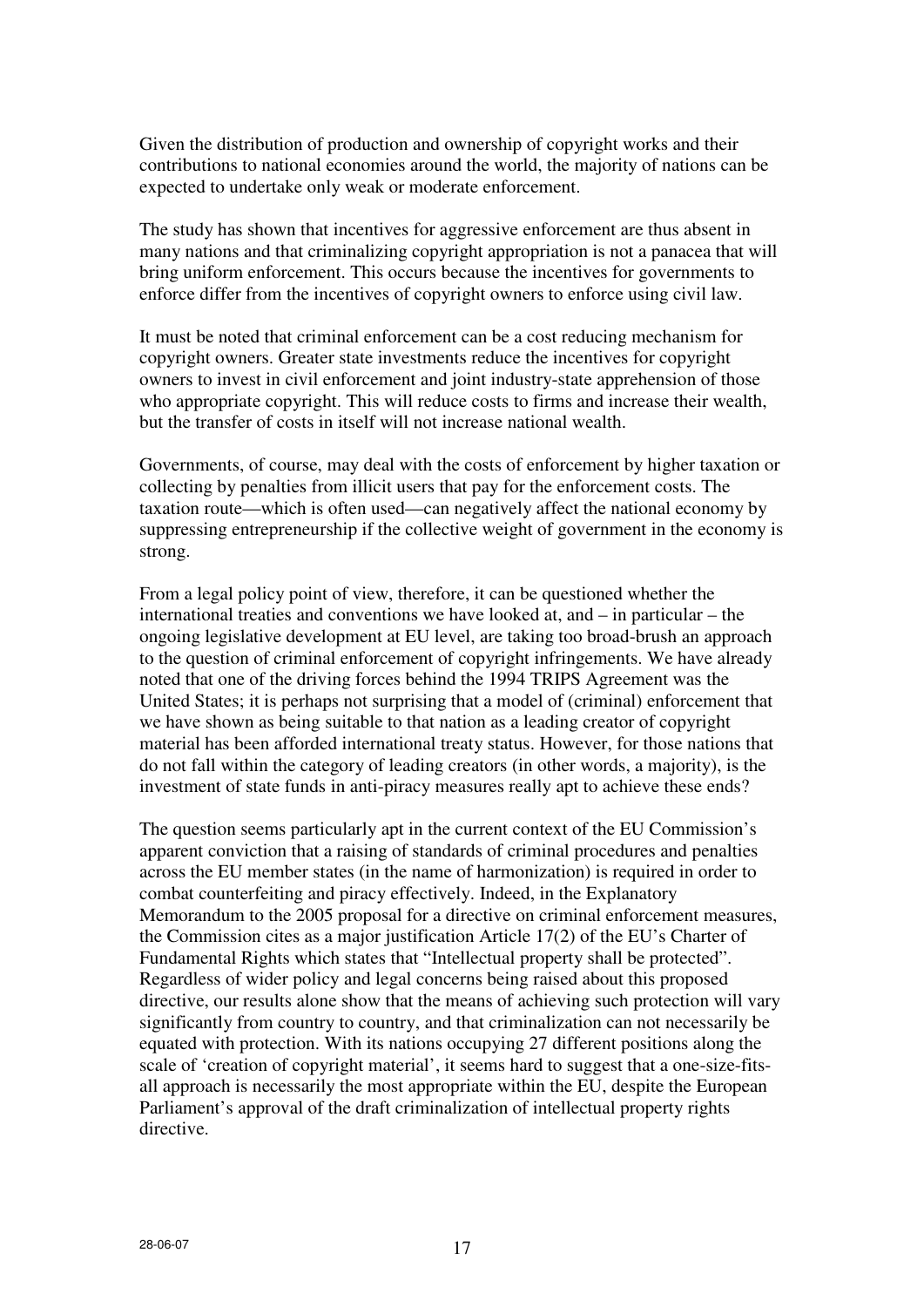Given the distribution of production and ownership of copyright works and their contributions to national economies around the world, the majority of nations can be expected to undertake only weak or moderate enforcement.

The study has shown that incentives for aggressive enforcement are thus absent in many nations and that criminalizing copyright appropriation is not a panacea that will bring uniform enforcement. This occurs because the incentives for governments to enforce differ from the incentives of copyright owners to enforce using civil law.

It must be noted that criminal enforcement can be a cost reducing mechanism for copyright owners. Greater state investments reduce the incentives for copyright owners to invest in civil enforcement and joint industry-state apprehension of those who appropriate copyright. This will reduce costs to firms and increase their wealth, but the transfer of costs in itself will not increase national wealth.

Governments, of course, may deal with the costs of enforcement by higher taxation or collecting by penalties from illicit users that pay for the enforcement costs. The taxation route—which is often used—can negatively affect the national economy by suppressing entrepreneurship if the collective weight of government in the economy is strong.

From a legal policy point of view, therefore, it can be questioned whether the international treaties and conventions we have looked at, and – in particular – the ongoing legislative development at EU level, are taking too broad-brush an approach to the question of criminal enforcement of copyright infringements. We have already noted that one of the driving forces behind the 1994 TRIPS Agreement was the United States; it is perhaps not surprising that a model of (criminal) enforcement that we have shown as being suitable to that nation as a leading creator of copyright material has been afforded international treaty status. However, for those nations that do not fall within the category of leading creators (in other words, a majority), is the investment of state funds in anti-piracy measures really apt to achieve these ends?

The question seems particularly apt in the current context of the EU Commission's apparent conviction that a raising of standards of criminal procedures and penalties across the EU member states (in the name of harmonization) is required in order to combat counterfeiting and piracy effectively. Indeed, in the Explanatory Memorandum to the 2005 proposal for a directive on criminal enforcement measures, the Commission cites as a major justification Article 17(2) of the EU's Charter of Fundamental Rights which states that "Intellectual property shall be protected". Regardless of wider policy and legal concerns being raised about this proposed directive, our results alone show that the means of achieving such protection will vary significantly from country to country, and that criminalization can not necessarily be equated with protection. With its nations occupying 27 different positions along the scale of 'creation of copyright material', it seems hard to suggest that a one-size-fits-all approach is necessarily the most appropriate within the EU, despite the European Parliament's approval of the draft criminalization of intellectual property rights directive.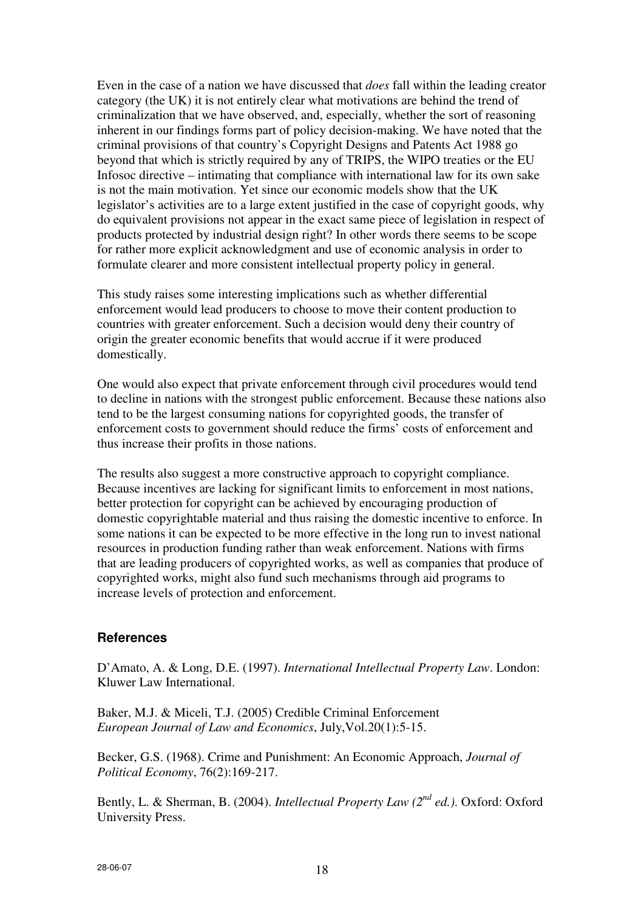Even in the case of a nation we have discussed that *does* fall within the leading creator category (the UK) it is not entirely clear what motivations are behind the trend of criminalization that we have observed, and, especially, whether the sort of reasoning inherent in our findings forms part of policy decision-making. We have noted that the criminal provisions of that country's Copyright Designs and Patents Act 1988 go beyond that which is strictly required by any of TRIPS, the WIPO treaties or the EU Infosoc directive – intimating that compliance with international law for its own sake is not the main motivation. Yet since our economic models show that the UK legislator's activities are to a large extent justified in the case of copyright goods, why do equivalent provisions not appear in the exact same piece of legislation in respect of products protected by industrial design right? In other words there seems to be scope for rather more explicit acknowledgment and use of economic analysis in order to formulate clearer and more consistent intellectual property policy in general.

This study raises some interesting implications such as whether differential enforcement would lead producers to choose to move their content production to countries with greater enforcement. Such a decision would deny their country of origin the greater economic benefits that would accrue if it were produced domestically.

One would also expect that private enforcement through civil procedures would tend to decline in nations with the strongest public enforcement. Because these nations also tend to be the largest consuming nations for copyrighted goods, the transfer of enforcement costs to government should reduce the firms' costs of enforcement and thus increase their profits in those nations.

The results also suggest a more constructive approach to copyright compliance. Because incentives are lacking for significant limits to enforcement in most nations, better protection for copyright can be achieved by encouraging production of domestic copyrightable material and thus raising the domestic incentive to enforce. In some nations it can be expected to be more effective in the long run to invest national resources in production funding rather than weak enforcement. Nations with firms that are leading producers of copyrighted works, as well as companies that produce of copyrighted works, might also fund such mechanisms through aid programs to increase levels of protection and enforcement.

## References

D'Amato, A. & Long, D.E. (1997). *International Intellectual Property Law*. London: Kluwer Law International.

Baker, M.J. & Miceli, T.J. (2005) Credible Criminal Enforcement *European Journal of Law and Economics*, July,Vol.20(1):5-15.

Becker, G.S. (1968). Crime and Punishment: An Economic Approach, *Journal of Political Economy*, 76(2):169-217.

Bently, L. & Sherman, B. (2004). *Intellectual Property Law (2nd ed.).* Oxford: Oxford University Press.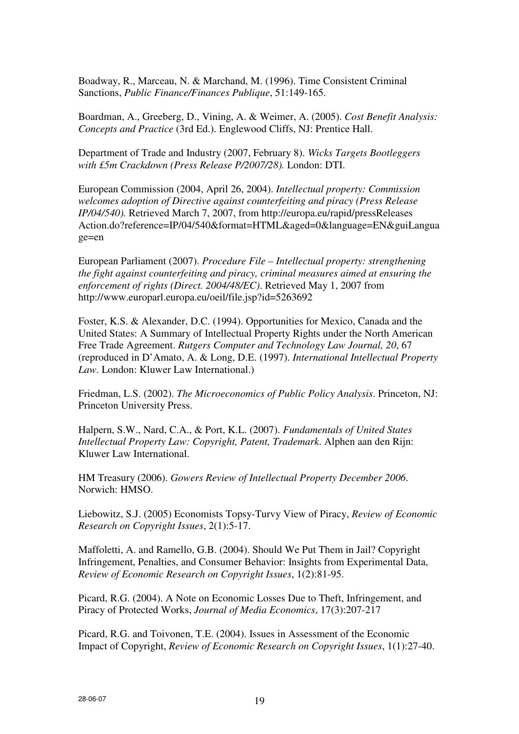Boadway, R., Marceau, N. & Marchand, M. (1996). Time Consistent Criminal Sanctions, *Public Finance/Finances Publique*, 51:149-165.

Boardman, A., Greeberg, D., Vining, A. & Weimer, A. (2005). *Cost Benefit Analysis: Concepts and Practice* (3rd Ed.). Englewood Cliffs, NJ: Prentice Hall.

Department of Trade and Industry (2007, February 8). *Wicks Targets Bootleggers with £5m Crackdown (Press Release P/2007/28).* London: DTI.

European Commission (2004, April 26, 2004). *Intellectual property: Commission welcomes adoption of Directive against counterfeiting and piracy (Press Release IP/04/540).* Retrieved March 7, 2007, from http://europa.eu/rapid/pressReleases Action.do?reference=IP/04/540&format=HTML&aged=0&language=EN&guiLanguage=en

European Parliament (2007). *Procedure File – Intellectual property: strengthening the fight against counterfeiting and piracy, criminal measures aimed at ensuring the enforcement of rights (Direct. 2004/48/EC)*. Retrieved May 1, 2007 from http://www.europarl.europa.eu/oeil/file.jsp?id=5263692

Foster, K.S. & Alexander, D.C. (1994). Opportunities for Mexico, Canada and the United States: A Summary of Intellectual Property Rights under the North American Free Trade Agreement. *Rutgers Computer and Technology Law Journal, 20*, 67 (reproduced in D'Amato, A. & Long, D.E. (1997). *International Intellectual Property Law*. London: Kluwer Law International.)

Friedman, L.S. (2002). *The Microeconomics of Public Policy Analysis*. Princeton, NJ: Princeton University Press.

Halpern, S.W., Nard, C.A., & Port, K.L. (2007). *Fundamentals of United States Intellectual Property Law: Copyright, Patent, Trademark*. Alphen aan den Rijn: Kluwer Law International.

HM Treasury (2006). *Gowers Review of Intellectual Property December 2006*. Norwich: HMSO.

Liebowitz, S.J. (2005) Economists Topsy-Turvy View of Piracy, *Review of Economic Research on Copyright Issues*, 2(1):5-17.

Maffoletti, A. and Ramello, G.B. (2004). Should We Put Them in Jail? Copyright Infringement, Penalties, and Consumer Behavior: Insights from Experimental Data, *Review of Economic Research on Copyright Issues*, 1(2):81-95.

Picard, R.G. (2004). A Note on Economic Losses Due to Theft, Infringement, and Piracy of Protected Works, *Journal of Media Economics*, 17(3):207-217

Picard, R.G. and Toivonen, T.E. (2004). Issues in Assessment of the Economic Impact of Copyright, *Review of Economic Research on Copyright Issues*, 1(1):27-40.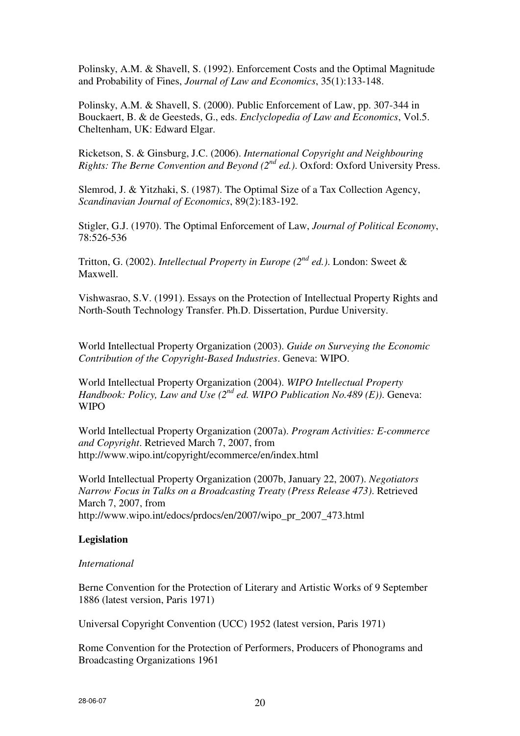Polinsky, A.M. & Shavell, S. (1992). Enforcement Costs and the Optimal Magnitude and Probability of Fines, *Journal of Law and Economics*, 35(1):133-148.

Polinsky, A.M. & Shavell, S. (2000). Public Enforcement of Law, pp. 307-344 in Bouckaert, B. & de Geesteds, G., eds. *Enclyclopedia of Law and Economics*, Vol.5. Cheltenham, UK: Edward Elgar.

Ricketson, S. & Ginsburg, J.C. (2006). *International Copyright and Neighbouring Rights: The Berne Convention and Beyond (2nd ed.)*. Oxford: Oxford University Press.

Slemrod, J. & Yitzhaki, S. (1987). The Optimal Size of a Tax Collection Agency, *Scandinavian Journal of Economics*, 89(2):183-192.

Stigler, G.J. (1970). The Optimal Enforcement of Law, *Journal of Political Economy*, 78:526-536

Tritton, G. (2002). *Intellectual Property in Europe (2nd ed.)*. London: Sweet & Maxwell.

Vishwasrao, S.V. (1991). Essays on the Protection of Intellectual Property Rights and North-South Technology Transfer. Ph.D. Dissertation, Purdue University.

World Intellectual Property Organization (2003). *Guide on Surveying the Economic Contribution of the Copyright-Based Industries*. Geneva: WIPO.

World Intellectual Property Organization (2004). *WIPO Intellectual Property Handbook: Policy, Law and Use (2nd ed. WIPO Publication No.489 (E))*. Geneva: WIPO

World Intellectual Property Organization (2007a). *Program Activities: E-commerce and Copyright*. Retrieved March 7, 2007, from http://www.wipo.int/copyright/ecommerce/en/index.html

World Intellectual Property Organization (2007b, January 22, 2007). *Negotiators Narrow Focus in Talks on a Broadcasting Treaty (Press Release 473)*. Retrieved March 7, 2007, from http://www.wipo.int/edocs/prdocs/en/2007/wipo_pr_2007_473.html

**Legislation**

*International*

Berne Convention for the Protection of Literary and Artistic Works of 9 September 1886 (latest version, Paris 1971)

Universal Copyright Convention (UCC) 1952 (latest version, Paris 1971)

Rome Convention for the Protection of Performers, Producers of Phonograms and Broadcasting Organizations 1961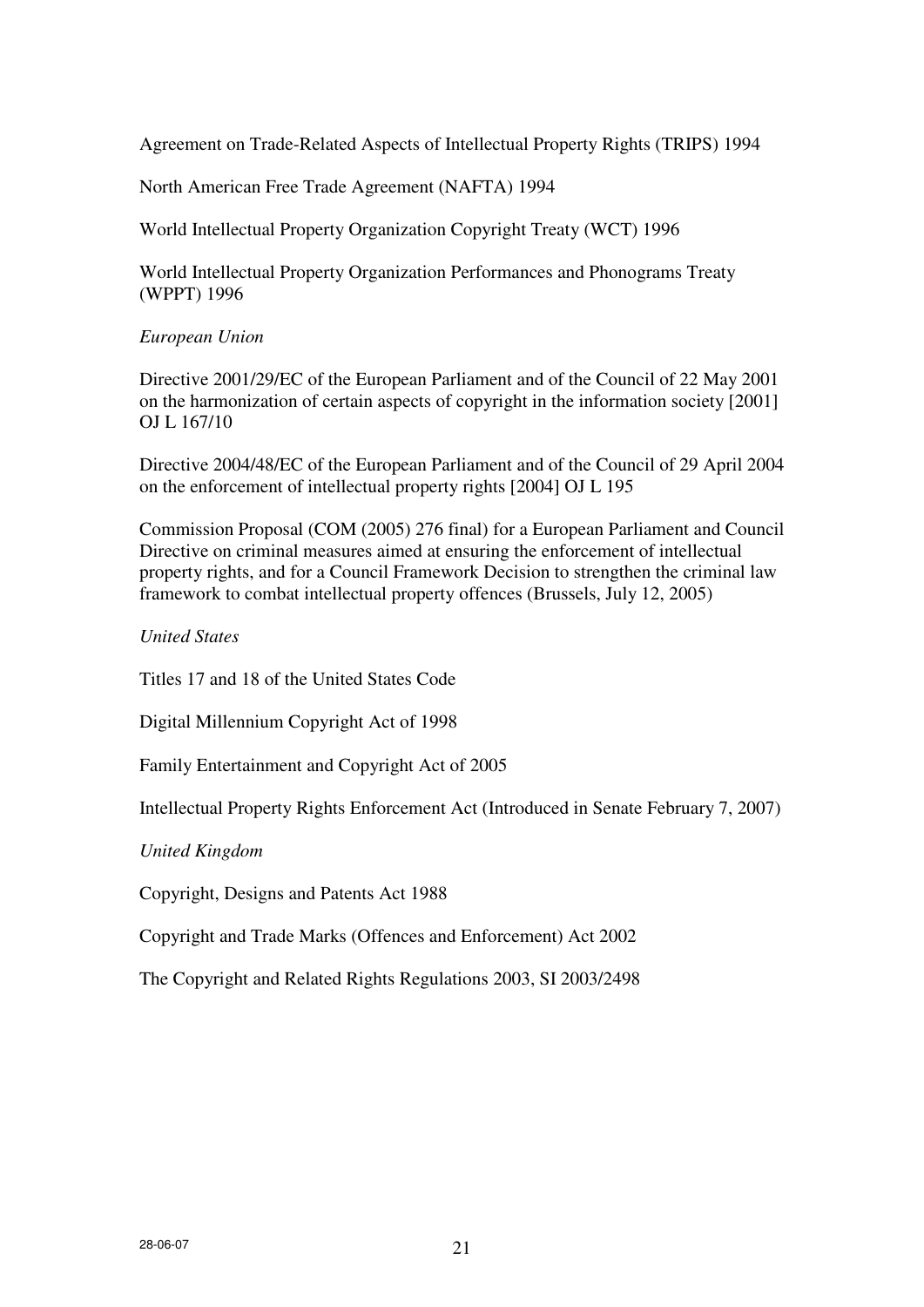Agreement on Trade-Related Aspects of Intellectual Property Rights (TRIPS) 1994

North American Free Trade Agreement (NAFTA) 1994

World Intellectual Property Organization Copyright Treaty (WCT) 1996

World Intellectual Property Organization Performances and Phonograms Treaty (WPPT) 1996

*European Union*

Directive 2001/29/EC of the European Parliament and of the Council of 22 May 2001 on the harmonization of certain aspects of copyright in the information society [2001] OJ L 167/10

Directive 2004/48/EC of the European Parliament and of the Council of 29 April 2004 on the enforcement of intellectual property rights [2004] OJ L 195

Commission Proposal (COM (2005) 276 final) for a European Parliament and Council Directive on criminal measures aimed at ensuring the enforcement of intellectual property rights, and for a Council Framework Decision to strengthen the criminal law framework to combat intellectual property offences (Brussels, July 12, 2005)

*United States*

Titles 17 and 18 of the United States Code

Digital Millennium Copyright Act of 1998

Family Entertainment and Copyright Act of 2005

Intellectual Property Rights Enforcement Act (Introduced in Senate February 7, 2007)

*United Kingdom*

Copyright, Designs and Patents Act 1988

Copyright and Trade Marks (Offences and Enforcement) Act 2002

The Copyright and Related Rights Regulations 2003, SI 2003/2498